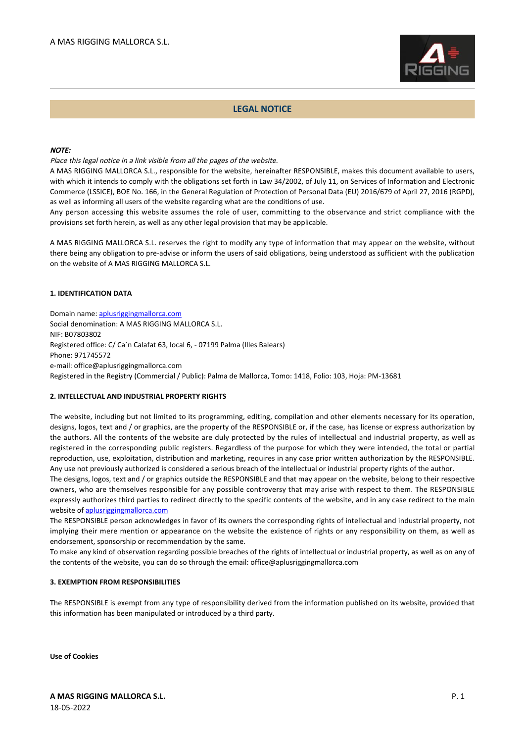A MAS RIGGING MALLORCA S.L.

## LEGAL NOTICE

***NOTE:***

*Place this legal notice in a link visible from all the pages of the website.*

A MAS RIGGING MALLORCA S.L., responsible for the website, hereinafter RESPONSIBLE, makes this document available to users, with which it intends to comply with the obligations set forth in Law 34/2002, of July 11, on Services of Information and Electronic Commerce (LSSICE), BOE No. 166, in the General Regulation of Protection of Personal Data (EU) 2016/679 of April 27, 2016 (RGPD), as well as informing all users of the website regarding what are the conditions of use.

Any person accessing this website assumes the role of user, committing to the observance and strict compliance with the provisions set forth herein, as well as any other legal provision that may be applicable.

A MAS RIGGING MALLORCA S.L. reserves the right to modify any type of information that may appear on the website, without there being any obligation to pre-advise or inform the users of said obligations, being understood as sufficient with the publication on the website of A MAS RIGGING MALLORCA S.L.

### 1. IDENTIFICATION DATA

Domain name: aplusriggingmallorca.com
Social denomination: A MAS RIGGING MALLORCA S.L.
NIF: B07803802
Registered office: C/ Ca´n Calafat 63, local 6, - 07199 Palma (Illes Balears)
Phone: 971745572
e-mail: office@aplusriggingmallorca.com
Registered in the Registry (Commercial / Public): Palma de Mallorca, Tomo: 1418, Folio: 103, Hoja: PM-13681

### 2. INTELLECTUAL AND INDUSTRIAL PROPERTY RIGHTS

The website, including but not limited to its programming, editing, compilation and other elements necessary for its operation, designs, logos, text and / or graphics, are the property of the RESPONSIBLE or, if the case, has license or express authorization by the authors. All the contents of the website are duly protected by the rules of intellectual and industrial property, as well as registered in the corresponding public registers. Regardless of the purpose for which they were intended, the total or partial reproduction, use, exploitation, distribution and marketing, requires in any case prior written authorization by the RESPONSIBLE. Any use not previously authorized is considered a serious breach of the intellectual or industrial property rights of the author.

The designs, logos, text and / or graphics outside the RESPONSIBLE and that may appear on the website, belong to their respective owners, who are themselves responsible for any possible controversy that may arise with respect to them. The RESPONSIBLE expressly authorizes third parties to redirect directly to the specific contents of the website, and in any case redirect to the main website of aplusriggingmallorca.com

The RESPONSIBLE person acknowledges in favor of its owners the corresponding rights of intellectual and industrial property, not implying their mere mention or appearance on the website the existence of rights or any responsibility on them, as well as endorsement, sponsorship or recommendation by the same.

To make any kind of observation regarding possible breaches of the rights of intellectual or industrial property, as well as on any of the contents of the website, you can do so through the email: office@aplusriggingmallorca.com

### 3. EXEMPTION FROM RESPONSIBILITIES

The RESPONSIBLE is exempt from any type of responsibility derived from the information published on its website, provided that this information has been manipulated or introduced by a third party.

**Use of Cookies**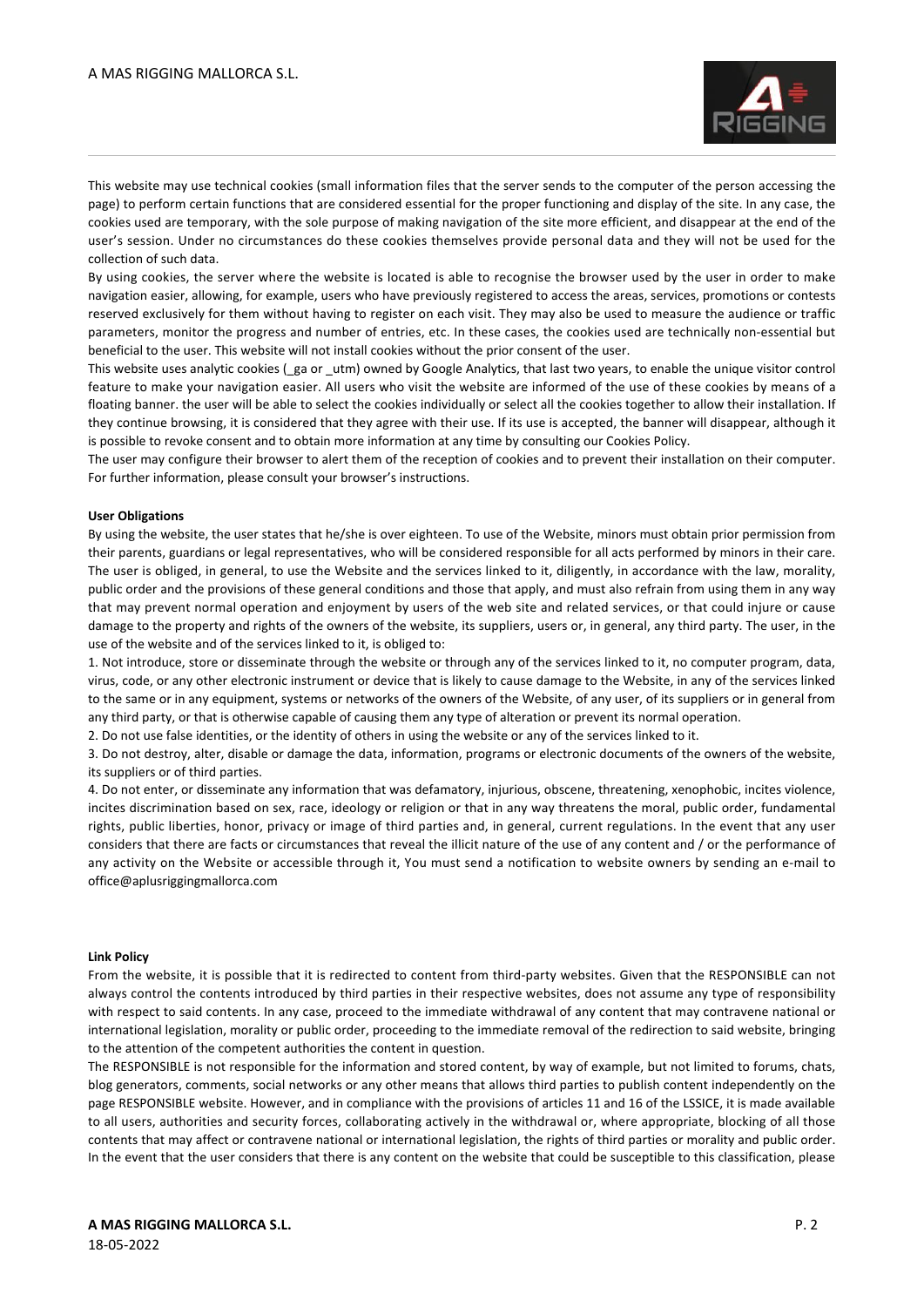This website may use technical cookies (small information files that the server sends to the computer of the person accessing the page) to perform certain functions that are considered essential for the proper functioning and display of the site. In any case, the cookies used are temporary, with the sole purpose of making navigation of the site more efficient, and disappear at the end of the user's session. Under no circumstances do these cookies themselves provide personal data and they will not be used for the collection of such data.

By using cookies, the server where the website is located is able to recognise the browser used by the user in order to make navigation easier, allowing, for example, users who have previously registered to access the areas, services, promotions or contests reserved exclusively for them without having to register on each visit. They may also be used to measure the audience or traffic parameters, monitor the progress and number of entries, etc. In these cases, the cookies used are technically non-essential but beneficial to the user. This website will not install cookies without the prior consent of the user.

This website uses analytic cookies (_ga or _utm) owned by Google Analytics, that last two years, to enable the unique visitor control feature to make your navigation easier. All users who visit the website are informed of the use of these cookies by means of a floating banner. the user will be able to select the cookies individually or select all the cookies together to allow their installation. If they continue browsing, it is considered that they agree with their use. If its use is accepted, the banner will disappear, although it is possible to revoke consent and to obtain more information at any time by consulting our Cookies Policy.

The user may configure their browser to alert them of the reception of cookies and to prevent their installation on their computer. For further information, please consult your browser's instructions.

**User Obligations**

By using the website, the user states that he/she is over eighteen. To use of the Website, minors must obtain prior permission from their parents, guardians or legal representatives, who will be considered responsible for all acts performed by minors in their care. The user is obliged, in general, to use the Website and the services linked to it, diligently, in accordance with the law, morality, public order and the provisions of these general conditions and those that apply, and must also refrain from using them in any way that may prevent normal operation and enjoyment by users of the web site and related services, or that could injure or cause damage to the property and rights of the owners of the website, its suppliers, users or, in general, any third party. The user, in the use of the website and of the services linked to it, is obliged to:

1. Not introduce, store or disseminate through the website or through any of the services linked to it, no computer program, data, virus, code, or any other electronic instrument or device that is likely to cause damage to the Website, in any of the services linked to the same or in any equipment, systems or networks of the owners of the Website, of any user, of its suppliers or in general from any third party, or that is otherwise capable of causing them any type of alteration or prevent its normal operation.
2. Do not use false identities, or the identity of others in using the website or any of the services linked to it.
3. Do not destroy, alter, disable or damage the data, information, programs or electronic documents of the owners of the website, its suppliers or of third parties.
4. Do not enter, or disseminate any information that was defamatory, injurious, obscene, threatening, xenophobic, incites violence, incites discrimination based on sex, race, ideology or religion or that in any way threatens the moral, public order, fundamental rights, public liberties, honor, privacy or image of third parties and, in general, current regulations. In the event that any user considers that there are facts or circumstances that reveal the illicit nature of the use of any content and / or the performance of any activity on the Website or accessible through it, You must send a notification to website owners by sending an e-mail to office@aplusriggingmallorca.com

**Link Policy**

From the website, it is possible that it is redirected to content from third-party websites. Given that the RESPONSIBLE can not always control the contents introduced by third parties in their respective websites, does not assume any type of responsibility with respect to said contents. In any case, proceed to the immediate withdrawal of any content that may contravene national or international legislation, morality or public order, proceeding to the immediate removal of the redirection to said website, bringing to the attention of the competent authorities the content in question.

The RESPONSIBLE is not responsible for the information and stored content, by way of example, but not limited to forums, chats, blog generators, comments, social networks or any other means that allows third parties to publish content independently on the page RESPONSIBLE website. However, and in compliance with the provisions of articles 11 and 16 of the LSSICE, it is made available to all users, authorities and security forces, collaborating actively in the withdrawal or, where appropriate, blocking of all those contents that may affect or contravene national or international legislation, the rights of third parties or morality and public order. In the event that the user considers that there is any content on the website that could be susceptible to this classification, please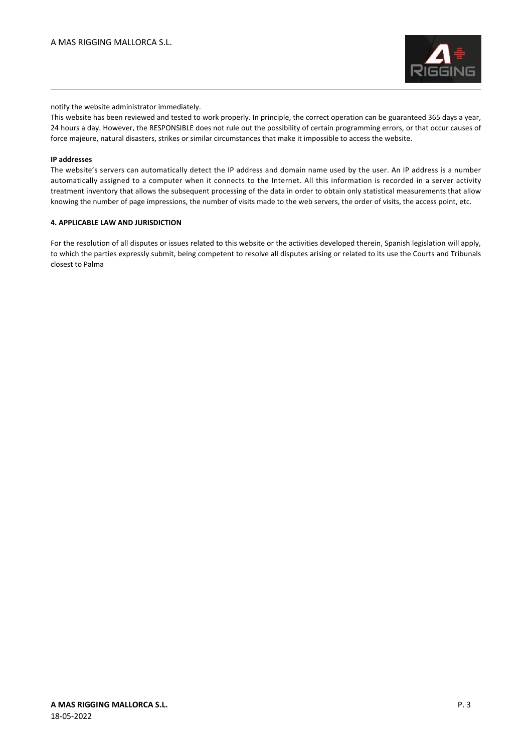notify the website administrator immediately.

This website has been reviewed and tested to work properly. In principle, the correct operation can be guaranteed 365 days a year, 24 hours a day. However, the RESPONSIBLE does not rule out the possibility of certain programming errors, or that occur causes of force majeure, natural disasters, strikes or similar circumstances that make it impossible to access the website.

**IP addresses**

The website's servers can automatically detect the IP address and domain name used by the user. An IP address is a number automatically assigned to a computer when it connects to the Internet. All this information is recorded in a server activity treatment inventory that allows the subsequent processing of the data in order to obtain only statistical measurements that allow knowing the number of page impressions, the number of visits made to the web servers, the order of visits, the access point, etc.

**4. APPLICABLE LAW AND JURISDICTION**

For the resolution of all disputes or issues related to this website or the activities developed therein, Spanish legislation will apply, to which the parties expressly submit, being competent to resolve all disputes arising or related to its use the Courts and Tribunals closest to Palma